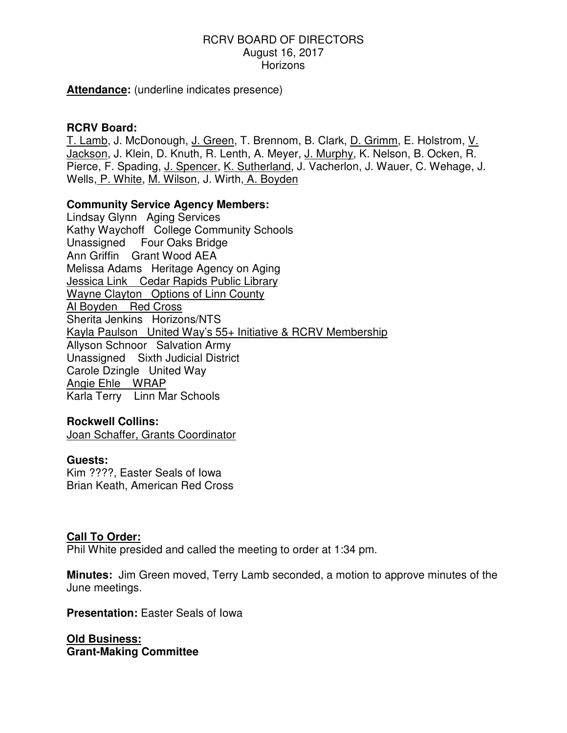RCRV BOARD OF DIRECTORS
August 16, 2017
Horizons

**Attendance:** (underline indicates presence)

**RCRV Board:**
<u>T. Lamb</u>, J. McDonough, <u>J. Green</u>, T. Brennom, B. Clark, <u>D. Grimm</u>, E. Holstrom, <u>V. Jackson</u>, J. Klein, D. Knuth, R. Lenth, A. Meyer, <u>J. Murphy</u>, K. Nelson, B. Ocken, R. Pierce, F. Spading, <u>J. Spencer</u>, <u>K. Sutherland</u>, J. Vacherlon, J. Wauer, C. Wehage, J. Wells, <u>P. White</u>, <u>M. Wilson</u>, J. Wirth, <u>A. Boyden</u>

**Community Service Agency Members:**
Lindsay Glynn Aging Services
Kathy Waychoff College Community Schools
Unassigned Four Oaks Bridge
Ann Griffin Grant Wood AEA
Melissa Adams Heritage Agency on Aging
<u>Jessica Link Cedar Rapids Public Library</u>
<u>Wayne Clayton Options of Linn County</u>
<u>Al Boyden Red Cross</u>
Sherita Jenkins Horizons/NTS
<u>Kayla Paulson United Way's 55+ Initiative & RCRV Membership</u>
Allyson Schnoor Salvation Army
Unassigned Sixth Judicial District
Carole Dzingle United Way
<u>Angie Ehle WRAP</u>
Karla Terry Linn Mar Schools

**Rockwell Collins:**
<u>Joan Schaffer, Grants Coordinator</u>

**Guests:**
Kim ????, Easter Seals of Iowa
Brian Keath, American Red Cross

**<u>Call To Order:</u>**
Phil White presided and called the meeting to order at 1:34 pm.

**Minutes:** Jim Green moved, Terry Lamb seconded, a motion to approve minutes of the June meetings.

**Presentation:** Easter Seals of Iowa

**<u>Old Business:</u>**
**Grant-Making Committee**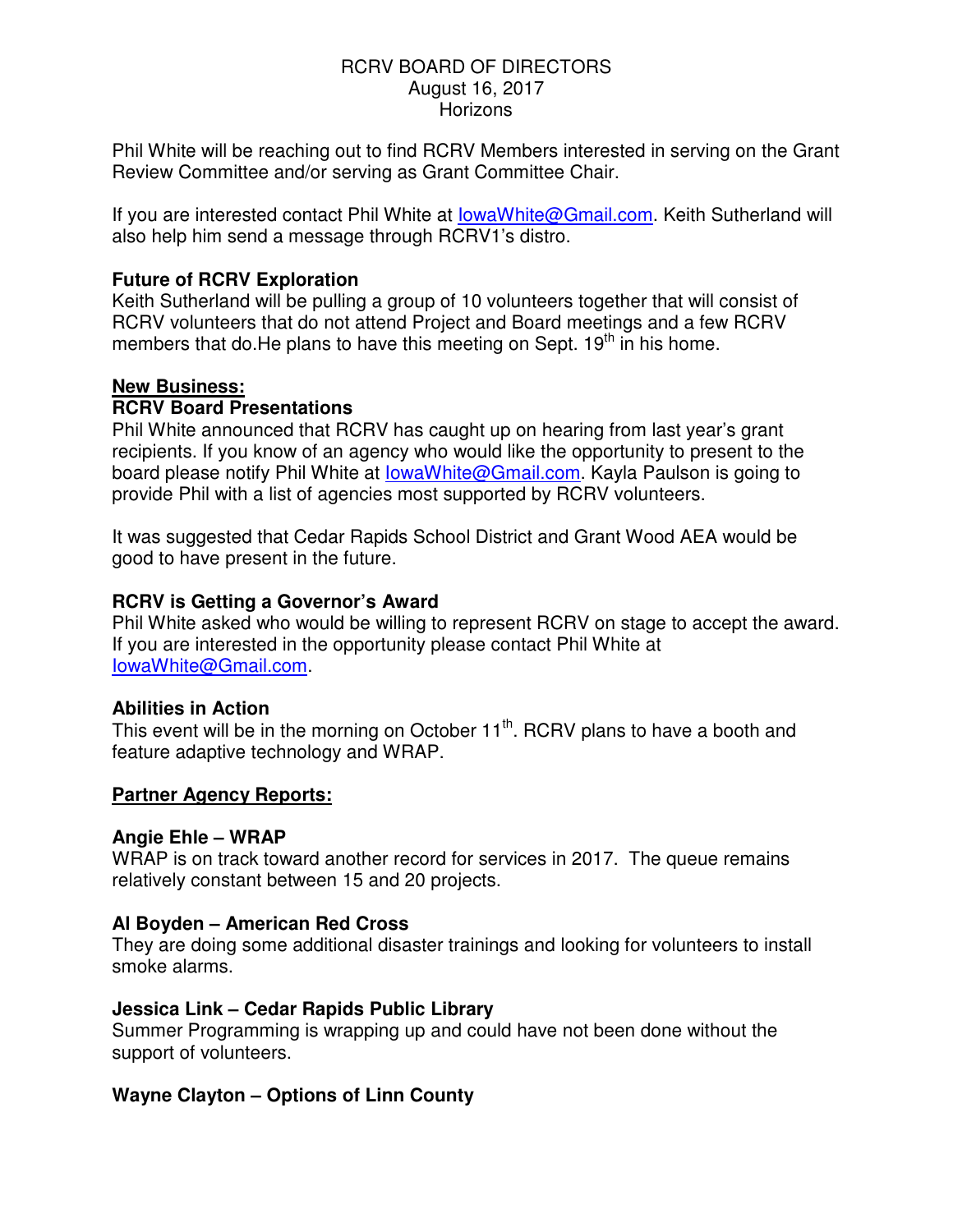RCRV BOARD OF DIRECTORS
August 16, 2017
Horizons

Phil White will be reaching out to find RCRV Members interested in serving on the Grant Review Committee and/or serving as Grant Committee Chair.

If you are interested contact Phil White at IowaWhite@Gmail.com. Keith Sutherland will also help him send a message through RCRV1's distro.

**Future of RCRV Exploration**
Keith Sutherland will be pulling a group of 10 volunteers together that will consist of RCRV volunteers that do not attend Project and Board meetings and a few RCRV members that do.He plans to have this meeting on Sept. 19th in his home.

**New Business:**

**RCRV Board Presentations**
Phil White announced that RCRV has caught up on hearing from last year's grant recipients. If you know of an agency who would like the opportunity to present to the board please notify Phil White at IowaWhite@Gmail.com. Kayla Paulson is going to provide Phil with a list of agencies most supported by RCRV volunteers.

It was suggested that Cedar Rapids School District and Grant Wood AEA would be good to have present in the future.

**RCRV is Getting a Governor's Award**
Phil White asked who would be willing to represent RCRV on stage to accept the award. If you are interested in the opportunity please contact Phil White at IowaWhite@Gmail.com.

**Abilities in Action**
This event will be in the morning on October 11th. RCRV plans to have a booth and feature adaptive technology and WRAP.

**Partner Agency Reports:**

**Angie Ehle – WRAP**
WRAP is on track toward another record for services in 2017. The queue remains relatively constant between 15 and 20 projects.

**Al Boyden – American Red Cross**
They are doing some additional disaster trainings and looking for volunteers to install smoke alarms.

**Jessica Link – Cedar Rapids Public Library**
Summer Programming is wrapping up and could have not been done without the support of volunteers.

**Wayne Clayton – Options of Linn County**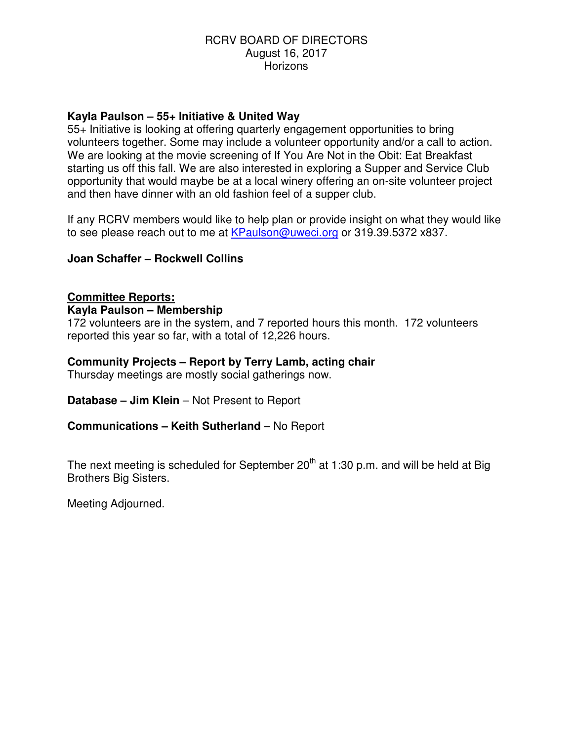RCRV BOARD OF DIRECTORS
August 16, 2017
Horizons

**Kayla Paulson – 55+ Initiative & United Way**
55+ Initiative is looking at offering quarterly engagement opportunities to bring volunteers together. Some may include a volunteer opportunity and/or a call to action. We are looking at the movie screening of If You Are Not in the Obit: Eat Breakfast starting us off this fall. We are also interested in exploring a Supper and Service Club opportunity that would maybe be at a local winery offering an on-site volunteer project and then have dinner with an old fashion feel of a supper club.

If any RCRV members would like to help plan or provide insight on what they would like to see please reach out to me at KPaulson@uweci.org or 319.39.5372 x837.

**Joan Schaffer – Rockwell Collins**

**Committee Reports:**

**Kayla Paulson – Membership**
172 volunteers are in the system, and 7 reported hours this month. 172 volunteers reported this year so far, with a total of 12,226 hours.

**Community Projects – Report by Terry Lamb, acting chair**
Thursday meetings are mostly social gatherings now.

**Database – Jim Klein** – Not Present to Report

**Communications – Keith Sutherland** – No Report

The next meeting is scheduled for September 20th at 1:30 p.m. and will be held at Big Brothers Big Sisters.

Meeting Adjourned.